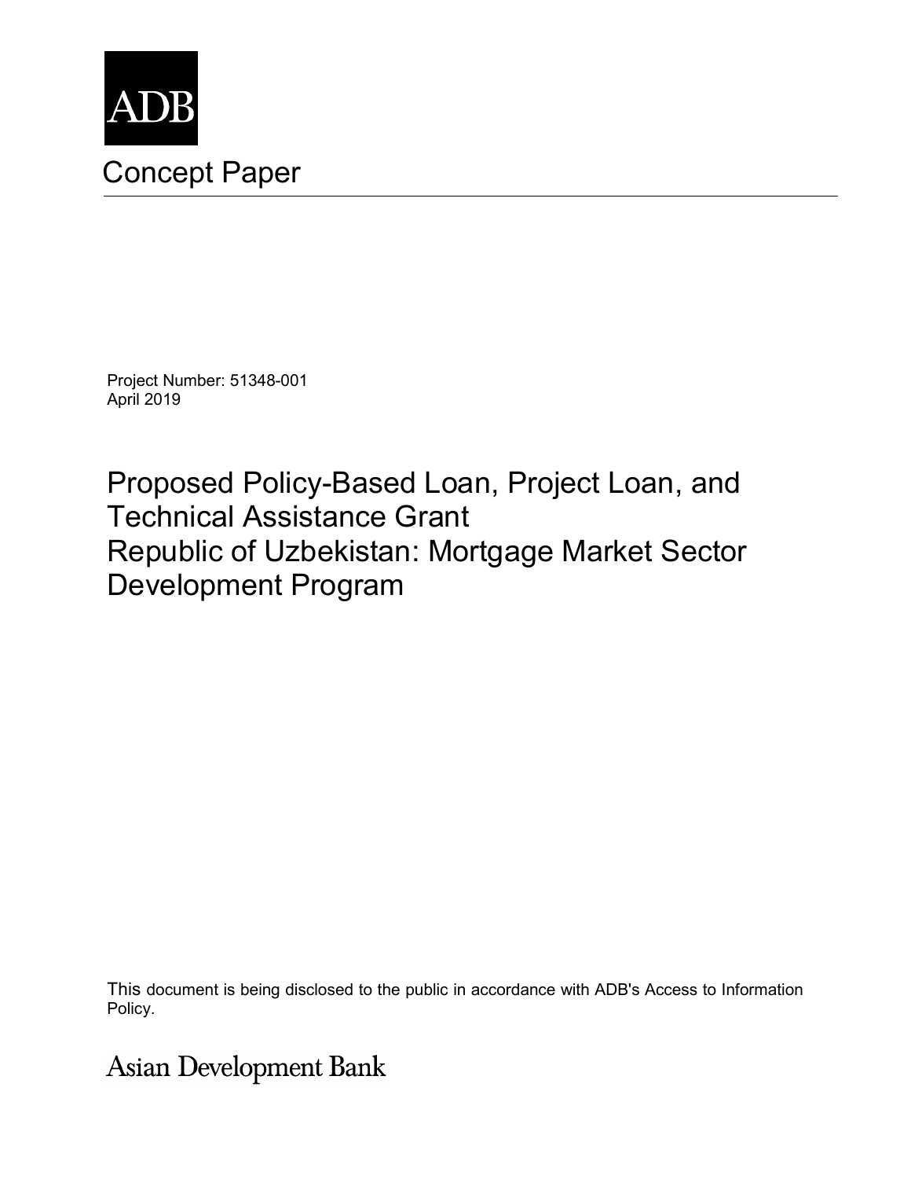ADB

# Concept Paper

Project Number: 51348-001
April 2019

## Proposed Policy-Based Loan, Project Loan, and Technical Assistance Grant
## Republic of Uzbekistan: Mortgage Market Sector Development Program

This document is being disclosed to the public in accordance with ADB's Access to Information Policy.

Asian Development Bank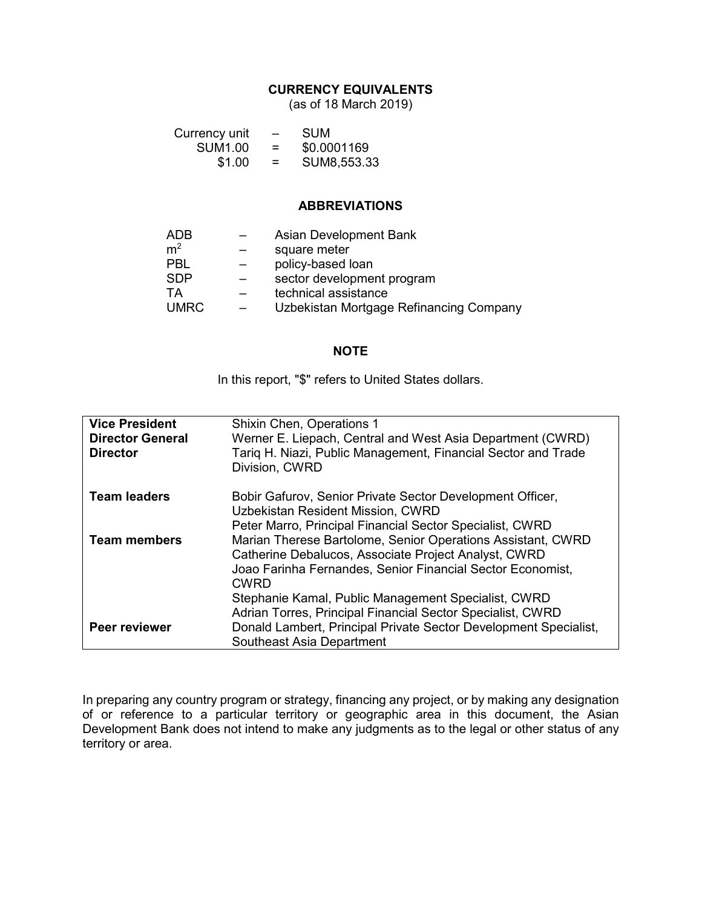## CURRENCY EQUIVALENTS

(as of 18 March 2019)

| | | |
|---|---|---|
| Currency unit | – | SUM |
| SUM1.00 | = | $0.0001169 |
| $1.00 | = | SUM8,553.33 |

## ABBREVIATIONS

| | | |
|---|---|---|
| ADB | – | Asian Development Bank |
| $m^2$ | – | square meter |
| PBL | – | policy-based loan |
| SDP | – | sector development program |
| TA | – | technical assistance |
| UMRC | – | Uzbekistan Mortgage Refinancing Company |

## NOTE

In this report, "$" refers to United States dollars.

| | |
|---|---|
| **Vice President** | Shixin Chen, Operations 1 |
| **Director General** | Werner E. Liepach, Central and West Asia Department (CWRD) |
| **Director** | Tariq H. Niazi, Public Management, Financial Sector and Trade Division, CWRD |
| **Team leaders** | Bobir Gafurov, Senior Private Sector Development Officer, Uzbekistan Resident Mission, CWRD<br>Peter Marro, Principal Financial Sector Specialist, CWRD |
| **Team members** | Marian Therese Bartolome, Senior Operations Assistant, CWRD<br>Catherine Debalucos, Associate Project Analyst, CWRD<br>Joao Farinha Fernandes, Senior Financial Sector Economist, CWRD<br>Stephanie Kamal, Public Management Specialist, CWRD<br>Adrian Torres, Principal Financial Sector Specialist, CWRD |
| **Peer reviewer** | Donald Lambert, Principal Private Sector Development Specialist, Southeast Asia Department |

In preparing any country program or strategy, financing any project, or by making any designation of or reference to a particular territory or geographic area in this document, the Asian Development Bank does not intend to make any judgments as to the legal or other status of any territory or area.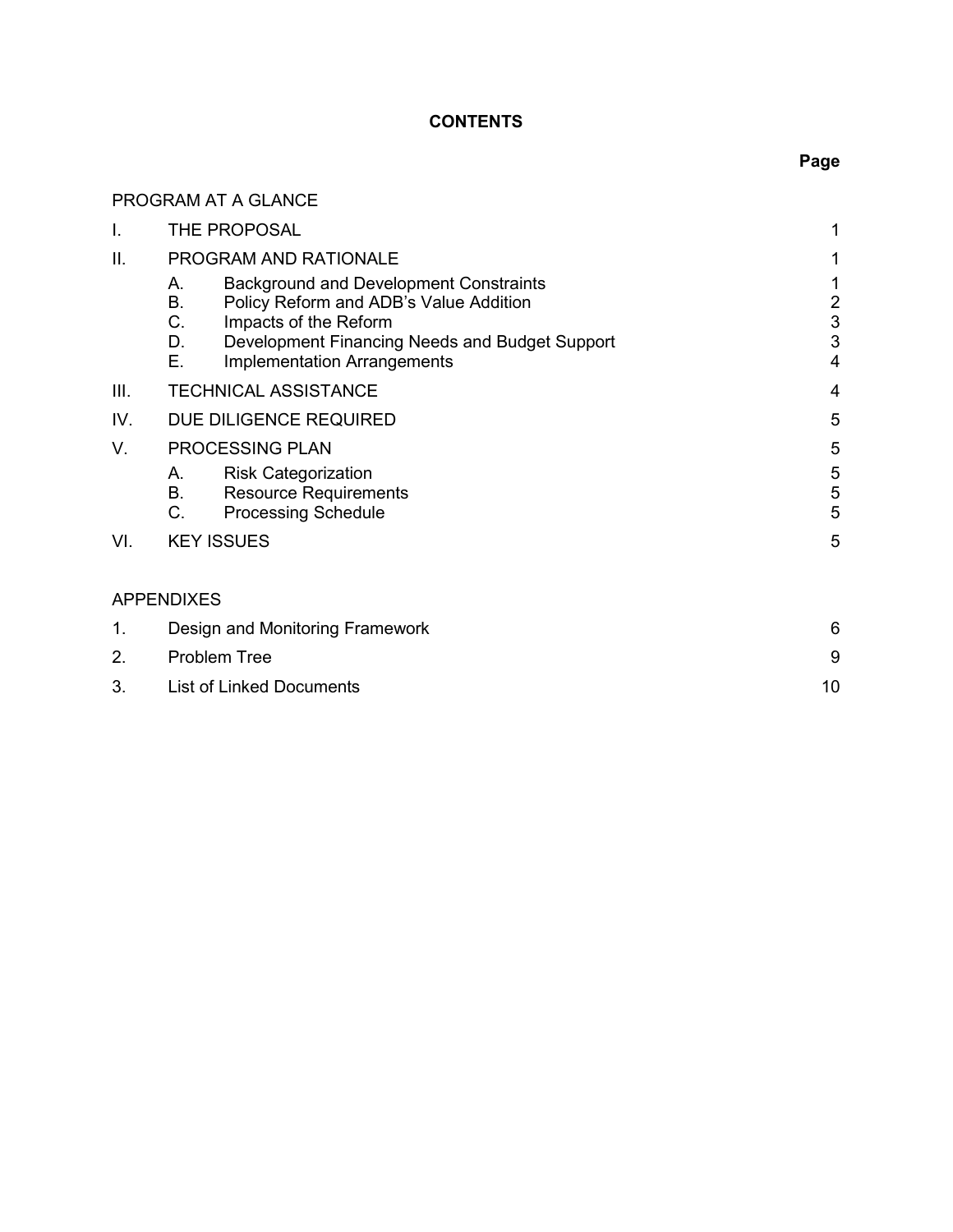# CONTENTS

| | | Page |
|---|---|---|
| PROGRAM AT A GLANCE | | |
| I. | THE PROPOSAL | 1 |
| II. | PROGRAM AND RATIONALE | 1 |
| | A. Background and Development Constraints | 1 |
| | B. Policy Reform and ADB's Value Addition | 2 |
| | C. Impacts of the Reform | 3 |
| | D. Development Financing Needs and Budget Support | 3 |
| | E. Implementation Arrangements | 4 |
| III. | TECHNICAL ASSISTANCE | 4 |
| IV. | DUE DILIGENCE REQUIRED | 5 |
| V. | PROCESSING PLAN | 5 |
| | A. Risk Categorization | 5 |
| | B. Resource Requirements | 5 |
| | C. Processing Schedule | 5 |
| VI. | KEY ISSUES | 5 |
| APPENDIXES | | |
| 1. | Design and Monitoring Framework | 6 |
| 2. | Problem Tree | 9 |
| 3. | List of Linked Documents | 10 |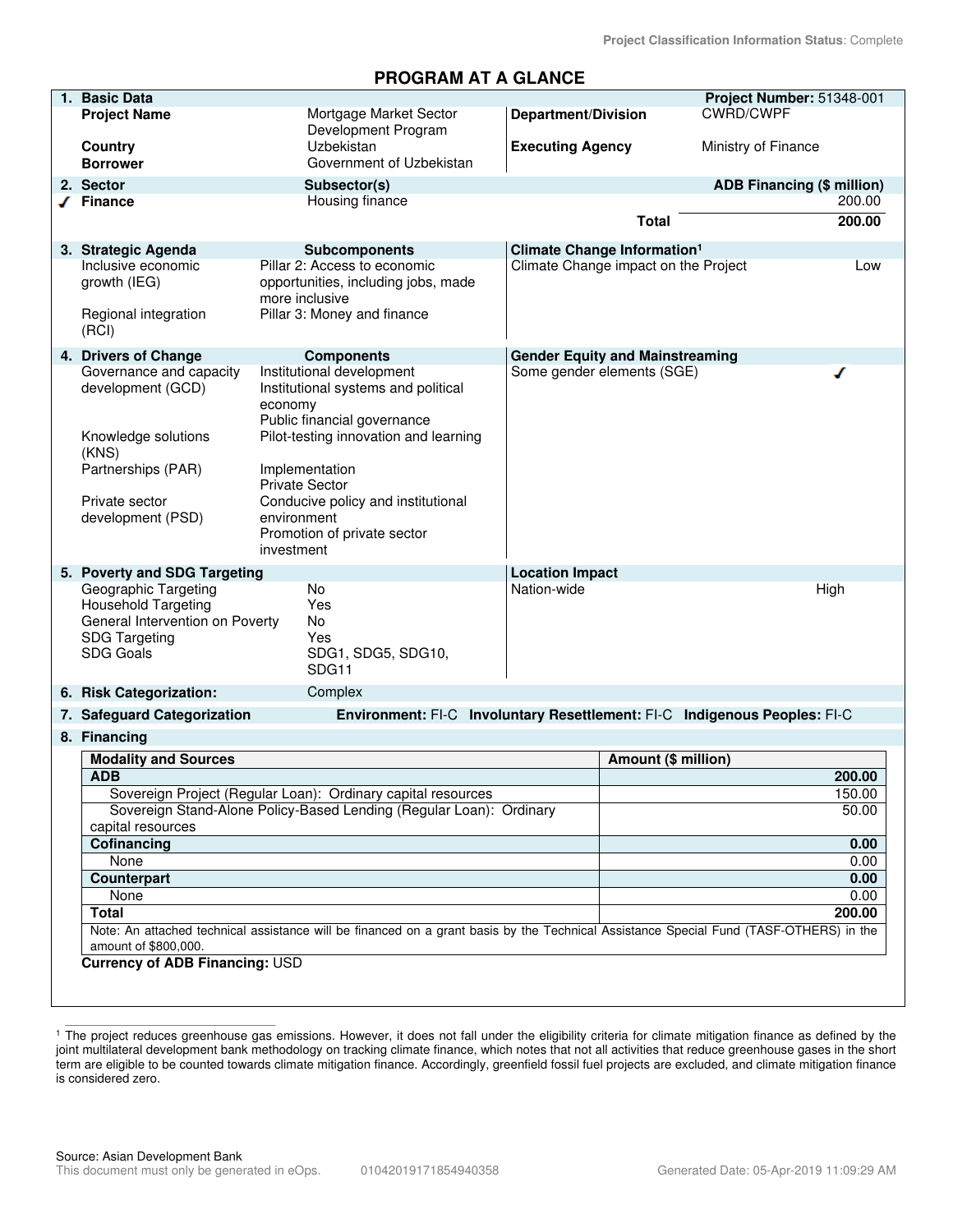Project Classification Information Status: Complete

# PROGRAM AT A GLANCE

| 1. Basic Data | | | Project Number: 51348-001 |
|---|---|---|---|
| Project Name | Mortgage Market Sector Development Program | Department/Division | CWRD/CWPF |
| Country | Uzbekistan | Executing Agency | Ministry of Finance |
| Borrower | Government of Uzbekistan | | |

| 2. Sector | Subsector(s) | ADB Financing ($ million) |
|---|---|---|
| ✓ Finance | Housing finance | 200.00 |
| | Total | 200.00 |

| 3. Strategic Agenda | Subcomponents | Climate Change Information[1] | |
|---|---|---|---|
| Inclusive economic growth (IEG) | Pillar 2: Access to economic opportunities, including jobs, made more inclusive | Climate Change impact on the Project | Low |
| Regional integration (RCI) | Pillar 3: Money and finance | | |

| 4. Drivers of Change | Components | Gender Equity and Mainstreaming | |
|---|---|---|---|
| Governance and capacity development (GCD) | Institutional development<br>Institutional systems and political economy<br>Public financial governance | Some gender elements (SGE) | ✓ |
| Knowledge solutions (KNS) | Pilot-testing innovation and learning | | |
| Partnerships (PAR) | Implementation<br>Private Sector | | |
| Private sector development (PSD) | Conducive policy and institutional environment<br>Promotion of private sector investment | | |

| 5. Poverty and SDG Targeting | | Location Impact | |
|---|---|---|---|
| Geographic Targeting | No | Nation-wide | High |
| Household Targeting | Yes | | |
| General Intervention on Poverty | No | | |
| SDG Targeting | Yes | | |
| SDG Goals | SDG1, SDG5, SDG10, SDG11 | | |

**6. Risk Categorization:** Complex

**7. Safeguard Categorization** Environment: FI-C Involuntary Resettlement: FI-C Indigenous Peoples: FI-C

**8. Financing**

| Modality and Sources | Amount ($ million) |
|---|---|
| **ADB** | **200.00** |
| Sovereign Project (Regular Loan): Ordinary capital resources | 150.00 |
| Sovereign Stand-Alone Policy-Based Lending (Regular Loan): Ordinary capital resources | 50.00 |
| **Cofinancing** | **0.00** |
| None | 0.00 |
| **Counterpart** | **0.00** |
| None | 0.00 |
| **Total** | **200.00** |
| Note: An attached technical assistance will be financed on a grant basis by the Technical Assistance Special Fund (TASF-OTHERS) in the amount of $800,000. | |

**Currency of ADB Financing:** USD

[1] The project reduces greenhouse gas emissions. However, it does not fall under the eligibility criteria for climate mitigation finance as defined by the joint multilateral development bank methodology on tracking climate finance, which notes that not all activities that reduce greenhouse gases in the short term are eligible to be counted towards climate mitigation finance. Accordingly, greenfield fossil fuel projects are excluded, and climate mitigation finance is considered zero.

Source: Asian Development Bank
This document must only be generated in eOps. 01042019171854940358 Generated Date: 05-Apr-2019 11:09:29 AM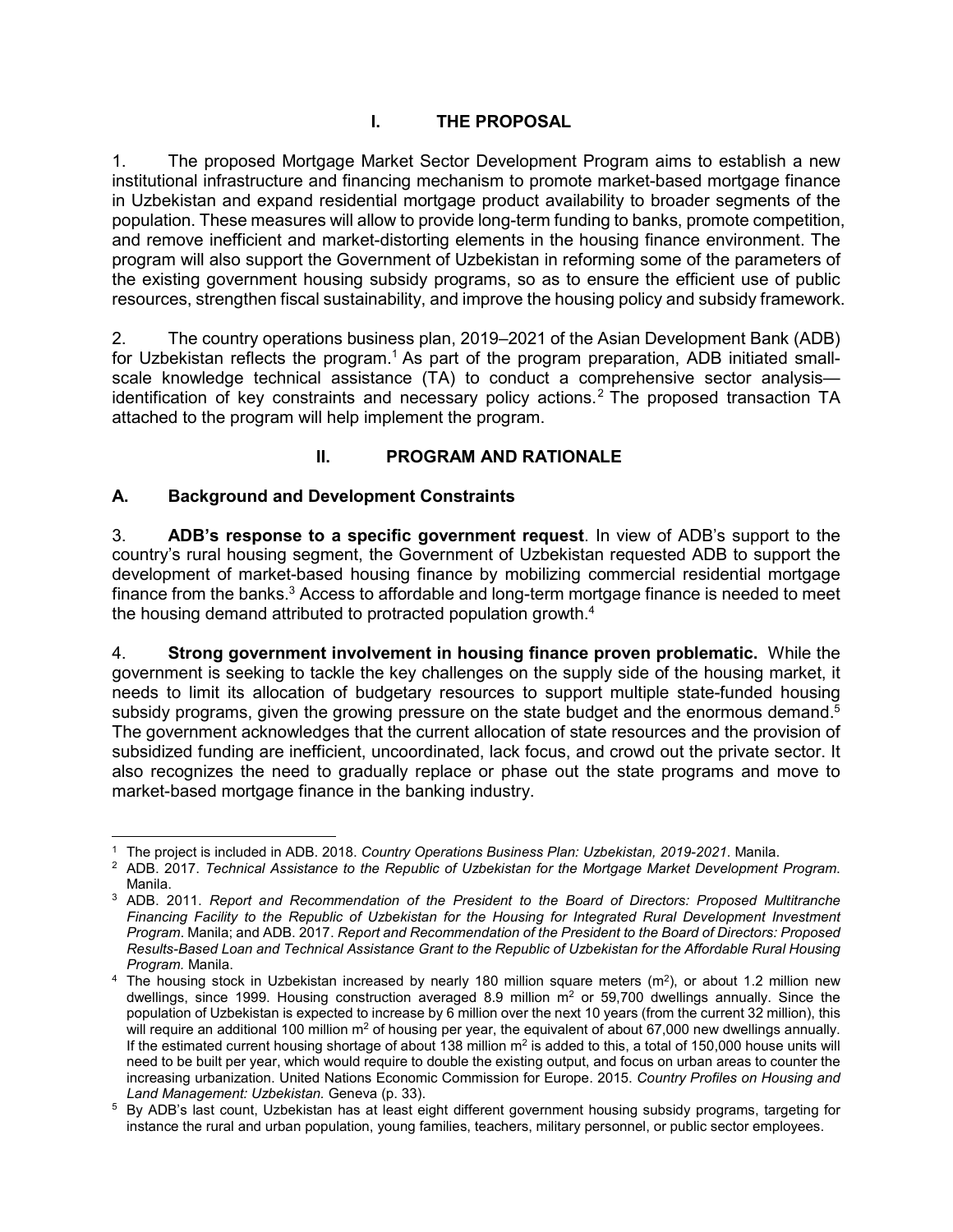# I. THE PROPOSAL

1. The proposed Mortgage Market Sector Development Program aims to establish a new institutional infrastructure and financing mechanism to promote market-based mortgage finance in Uzbekistan and expand residential mortgage product availability to broader segments of the population. These measures will allow to provide long-term funding to banks, promote competition, and remove inefficient and market-distorting elements in the housing finance environment. The program will also support the Government of Uzbekistan in reforming some of the parameters of the existing government housing subsidy programs, so as to ensure the efficient use of public resources, strengthen fiscal sustainability, and improve the housing policy and subsidy framework.

2. The country operations business plan, 2019–2021 of the Asian Development Bank (ADB) for Uzbekistan reflects the program.[1] As part of the program preparation, ADB initiated small-scale knowledge technical assistance (TA) to conduct a comprehensive sector analysis—identification of key constraints and necessary policy actions.[2] The proposed transaction TA attached to the program will help implement the program.

# II. PROGRAM AND RATIONALE

## A. Background and Development Constraints

3. **ADB's response to a specific government request**. In view of ADB's support to the country's rural housing segment, the Government of Uzbekistan requested ADB to support the development of market-based housing finance by mobilizing commercial residential mortgage finance from the banks.[3] Access to affordable and long-term mortgage finance is needed to meet the housing demand attributed to protracted population growth.[4]

4. **Strong government involvement in housing finance proven problematic.** While the government is seeking to tackle the key challenges on the supply side of the housing market, it needs to limit its allocation of budgetary resources to support multiple state-funded housing subsidy programs, given the growing pressure on the state budget and the enormous demand.[5] The government acknowledges that the current allocation of state resources and the provision of subsidized funding are inefficient, uncoordinated, lack focus, and crowd out the private sector. It also recognizes the need to gradually replace or phase out the state programs and move to market-based mortgage finance in the banking industry.

---

[1] The project is included in ADB. 2018. *Country Operations Business Plan: Uzbekistan, 2019-2021.* Manila.

[2] ADB. 2017. *Technical Assistance to the Republic of Uzbekistan for the Mortgage Market Development Program*. Manila.

[3] ADB. 2011. *Report and Recommendation of the President to the Board of Directors: Proposed Multitranche Financing Facility to the Republic of Uzbekistan for the Housing for Integrated Rural Development Investment Program*. Manila; and ADB. 2017. *Report and Recommendation of the President to the Board of Directors: Proposed Results-Based Loan and Technical Assistance Grant to the Republic of Uzbekistan for the Affordable Rural Housing Program.* Manila.

[4] The housing stock in Uzbekistan increased by nearly 180 million square meters ($m^2$), or about 1.2 million new dwellings, since 1999. Housing construction averaged 8.9 million $m^2$ or 59,700 dwellings annually. Since the population of Uzbekistan is expected to increase by 6 million over the next 10 years (from the current 32 million), this will require an additional 100 million $m^2$ of housing per year, the equivalent of about 67,000 new dwellings annually. If the estimated current housing shortage of about 138 million $m^2$ is added to this, a total of 150,000 house units will need to be built per year, which would require to double the existing output, and focus on urban areas to counter the increasing urbanization. United Nations Economic Commission for Europe. 2015. *Country Profiles on Housing and Land Management: Uzbekistan.* Geneva (p. 33).

[5] By ADB's last count, Uzbekistan has at least eight different government housing subsidy programs, targeting for instance the rural and urban population, young families, teachers, military personnel, or public sector employees.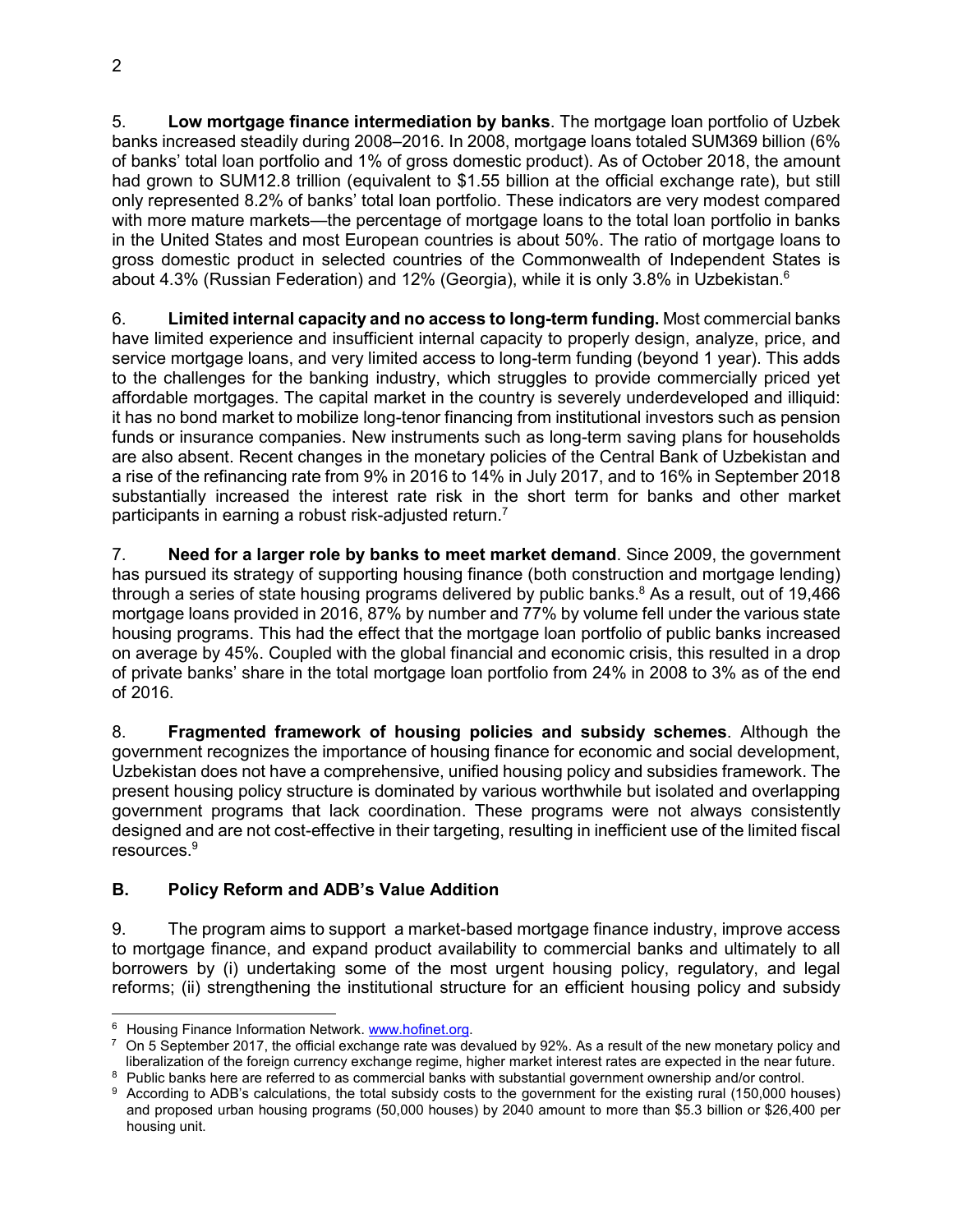5. **Low mortgage finance intermediation by banks**. The mortgage loan portfolio of Uzbek banks increased steadily during 2008–2016. In 2008, mortgage loans totaled SUM369 billion (6% of banks' total loan portfolio and 1% of gross domestic product). As of October 2018, the amount had grown to SUM12.8 trillion (equivalent to $1.55 billion at the official exchange rate), but still only represented 8.2% of banks' total loan portfolio. These indicators are very modest compared with more mature markets—the percentage of mortgage loans to the total loan portfolio in banks in the United States and most European countries is about 50%. The ratio of mortgage loans to gross domestic product in selected countries of the Commonwealth of Independent States is about 4.3% (Russian Federation) and 12% (Georgia), while it is only 3.8% in Uzbekistan.[6]

6. **Limited internal capacity and no access to long-term funding.** Most commercial banks have limited experience and insufficient internal capacity to properly design, analyze, price, and service mortgage loans, and very limited access to long-term funding (beyond 1 year). This adds to the challenges for the banking industry, which struggles to provide commercially priced yet affordable mortgages. The capital market in the country is severely underdeveloped and illiquid: it has no bond market to mobilize long-tenor financing from institutional investors such as pension funds or insurance companies. New instruments such as long-term saving plans for households are also absent. Recent changes in the monetary policies of the Central Bank of Uzbekistan and a rise of the refinancing rate from 9% in 2016 to 14% in July 2017, and to 16% in September 2018 substantially increased the interest rate risk in the short term for banks and other market participants in earning a robust risk-adjusted return.[7]

7. **Need for a larger role by banks to meet market demand**. Since 2009, the government has pursued its strategy of supporting housing finance (both construction and mortgage lending) through a series of state housing programs delivered by public banks.[8] As a result, out of 19,466 mortgage loans provided in 2016, 87% by number and 77% by volume fell under the various state housing programs. This had the effect that the mortgage loan portfolio of public banks increased on average by 45%. Coupled with the global financial and economic crisis, this resulted in a drop of private banks' share in the total mortgage loan portfolio from 24% in 2008 to 3% as of the end of 2016.

8. **Fragmented framework of housing policies and subsidy schemes**. Although the government recognizes the importance of housing finance for economic and social development, Uzbekistan does not have a comprehensive, unified housing policy and subsidies framework. The present housing policy structure is dominated by various worthwhile but isolated and overlapping government programs that lack coordination. These programs were not always consistently designed and are not cost-effective in their targeting, resulting in inefficient use of the limited fiscal resources.[9]

## B. Policy Reform and ADB's Value Addition

9. The program aims to support a market-based mortgage finance industry, improve access to mortgage finance, and expand product availability to commercial banks and ultimately to all borrowers by (i) undertaking some of the most urgent housing policy, regulatory, and legal reforms; (ii) strengthening the institutional structure for an efficient housing policy and subsidy

---

[6] Housing Finance Information Network. www.hofinet.org.

[7] On 5 September 2017, the official exchange rate was devalued by 92%. As a result of the new monetary policy and liberalization of the foreign currency exchange regime, higher market interest rates are expected in the near future.

[8] Public banks here are referred to as commercial banks with substantial government ownership and/or control.

[9] According to ADB's calculations, the total subsidy costs to the government for the existing rural (150,000 houses) and proposed urban housing programs (50,000 houses) by 2040 amount to more than $5.3 billion or $26,400 per housing unit.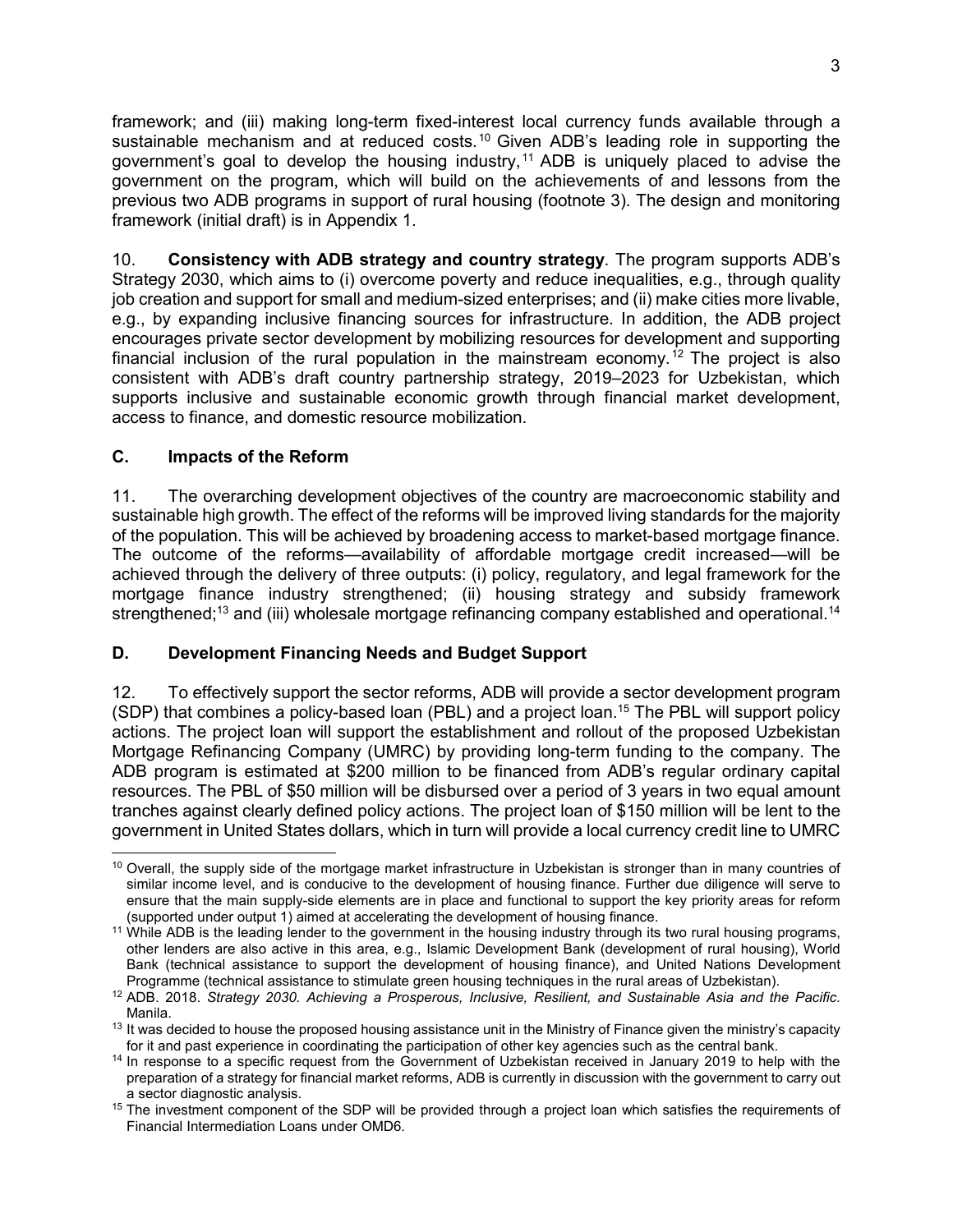framework; and (iii) making long-term fixed-interest local currency funds available through a sustainable mechanism and at reduced costs.[10] Given ADB's leading role in supporting the government's goal to develop the housing industry,[11] ADB is uniquely placed to advise the government on the program, which will build on the achievements of and lessons from the previous two ADB programs in support of rural housing (footnote 3). The design and monitoring framework (initial draft) is in Appendix 1.

10. **Consistency with ADB strategy and country strategy**. The program supports ADB's Strategy 2030, which aims to (i) overcome poverty and reduce inequalities, e.g., through quality job creation and support for small and medium-sized enterprises; and (ii) make cities more livable, e.g., by expanding inclusive financing sources for infrastructure. In addition, the ADB project encourages private sector development by mobilizing resources for development and supporting financial inclusion of the rural population in the mainstream economy.[12] The project is also consistent with ADB's draft country partnership strategy, 2019–2023 for Uzbekistan, which supports inclusive and sustainable economic growth through financial market development, access to finance, and domestic resource mobilization.

## C. Impacts of the Reform

11. The overarching development objectives of the country are macroeconomic stability and sustainable high growth. The effect of the reforms will be improved living standards for the majority of the population. This will be achieved by broadening access to market-based mortgage finance. The outcome of the reforms—availability of affordable mortgage credit increased—will be achieved through the delivery of three outputs: (i) policy, regulatory, and legal framework for the mortgage finance industry strengthened; (ii) housing strategy and subsidy framework strengthened;[13] and (iii) wholesale mortgage refinancing company established and operational.[14]

## D. Development Financing Needs and Budget Support

12. To effectively support the sector reforms, ADB will provide a sector development program (SDP) that combines a policy-based loan (PBL) and a project loan.[15] The PBL will support policy actions. The project loan will support the establishment and rollout of the proposed Uzbekistan Mortgage Refinancing Company (UMRC) by providing long-term funding to the company. The ADB program is estimated at $200 million to be financed from ADB's regular ordinary capital resources. The PBL of $50 million will be disbursed over a period of 3 years in two equal amount tranches against clearly defined policy actions. The project loan of $150 million will be lent to the government in United States dollars, which in turn will provide a local currency credit line to UMRC

---

[10] Overall, the supply side of the mortgage market infrastructure in Uzbekistan is stronger than in many countries of similar income level, and is conducive to the development of housing finance. Further due diligence will serve to ensure that the main supply-side elements are in place and functional to support the key priority areas for reform (supported under output 1) aimed at accelerating the development of housing finance.

[11] While ADB is the leading lender to the government in the housing industry through its two rural housing programs, other lenders are also active in this area, e.g., Islamic Development Bank (development of rural housing), World Bank (technical assistance to support the development of housing finance), and United Nations Development Programme (technical assistance to stimulate green housing techniques in the rural areas of Uzbekistan).

[12] ADB. 2018. *Strategy 2030. Achieving a Prosperous, Inclusive, Resilient, and Sustainable Asia and the Pacific*. Manila.

[13] It was decided to house the proposed housing assistance unit in the Ministry of Finance given the ministry's capacity for it and past experience in coordinating the participation of other key agencies such as the central bank.

[14] In response to a specific request from the Government of Uzbekistan received in January 2019 to help with the preparation of a strategy for financial market reforms, ADB is currently in discussion with the government to carry out a sector diagnostic analysis.

[15] The investment component of the SDP will be provided through a project loan which satisfies the requirements of Financial Intermediation Loans under OMD6.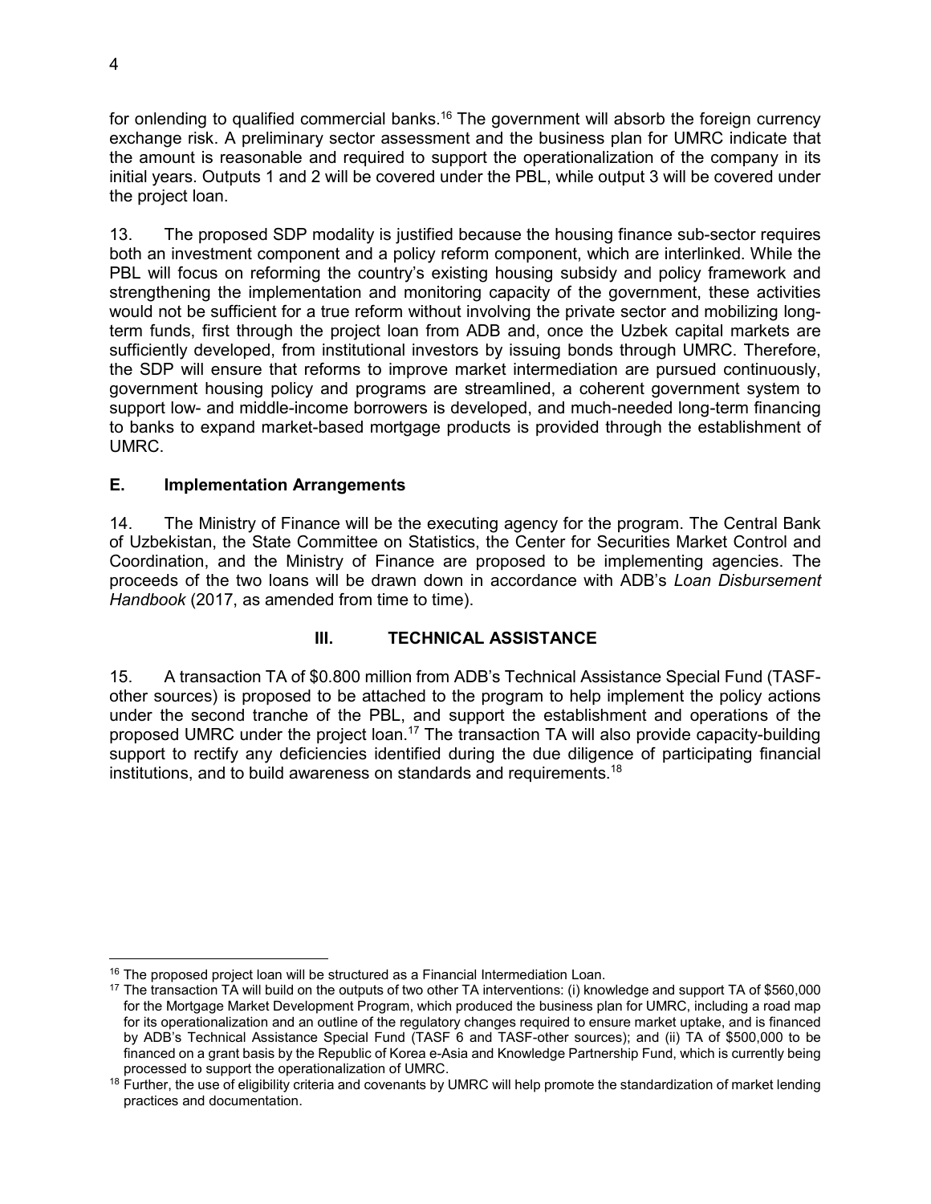for onlending to qualified commercial banks.[16] The government will absorb the foreign currency exchange risk. A preliminary sector assessment and the business plan for UMRC indicate that the amount is reasonable and required to support the operationalization of the company in its initial years. Outputs 1 and 2 will be covered under the PBL, while output 3 will be covered under the project loan.

13. The proposed SDP modality is justified because the housing finance sub-sector requires both an investment component and a policy reform component, which are interlinked. While the PBL will focus on reforming the country's existing housing subsidy and policy framework and strengthening the implementation and monitoring capacity of the government, these activities would not be sufficient for a true reform without involving the private sector and mobilizing long-term funds, first through the project loan from ADB and, once the Uzbek capital markets are sufficiently developed, from institutional investors by issuing bonds through UMRC. Therefore, the SDP will ensure that reforms to improve market intermediation are pursued continuously, government housing policy and programs are streamlined, a coherent government system to support low- and middle-income borrowers is developed, and much-needed long-term financing to banks to expand market-based mortgage products is provided through the establishment of UMRC.

### E. Implementation Arrangements

14. The Ministry of Finance will be the executing agency for the program. The Central Bank of Uzbekistan, the State Committee on Statistics, the Center for Securities Market Control and Coordination, and the Ministry of Finance are proposed to be implementing agencies. The proceeds of the two loans will be drawn down in accordance with ADB's *Loan Disbursement Handbook* (2017, as amended from time to time).

## III. TECHNICAL ASSISTANCE

15. A transaction TA of $0.800 million from ADB's Technical Assistance Special Fund (TASF-other sources) is proposed to be attached to the program to help implement the policy actions under the second tranche of the PBL, and support the establishment and operations of the proposed UMRC under the project loan.[17] The transaction TA will also provide capacity-building support to rectify any deficiencies identified during the due diligence of participating financial institutions, and to build awareness on standards and requirements.[18]

---

[16] The proposed project loan will be structured as a Financial Intermediation Loan.

[17] The transaction TA will build on the outputs of two other TA interventions: (i) knowledge and support TA of $560,000 for the Mortgage Market Development Program, which produced the business plan for UMRC, including a road map for its operationalization and an outline of the regulatory changes required to ensure market uptake, and is financed by ADB's Technical Assistance Special Fund (TASF 6 and TASF-other sources); and (ii) TA of $500,000 to be financed on a grant basis by the Republic of Korea e-Asia and Knowledge Partnership Fund, which is currently being processed to support the operationalization of UMRC.

[18] Further, the use of eligibility criteria and covenants by UMRC will help promote the standardization of market lending practices and documentation.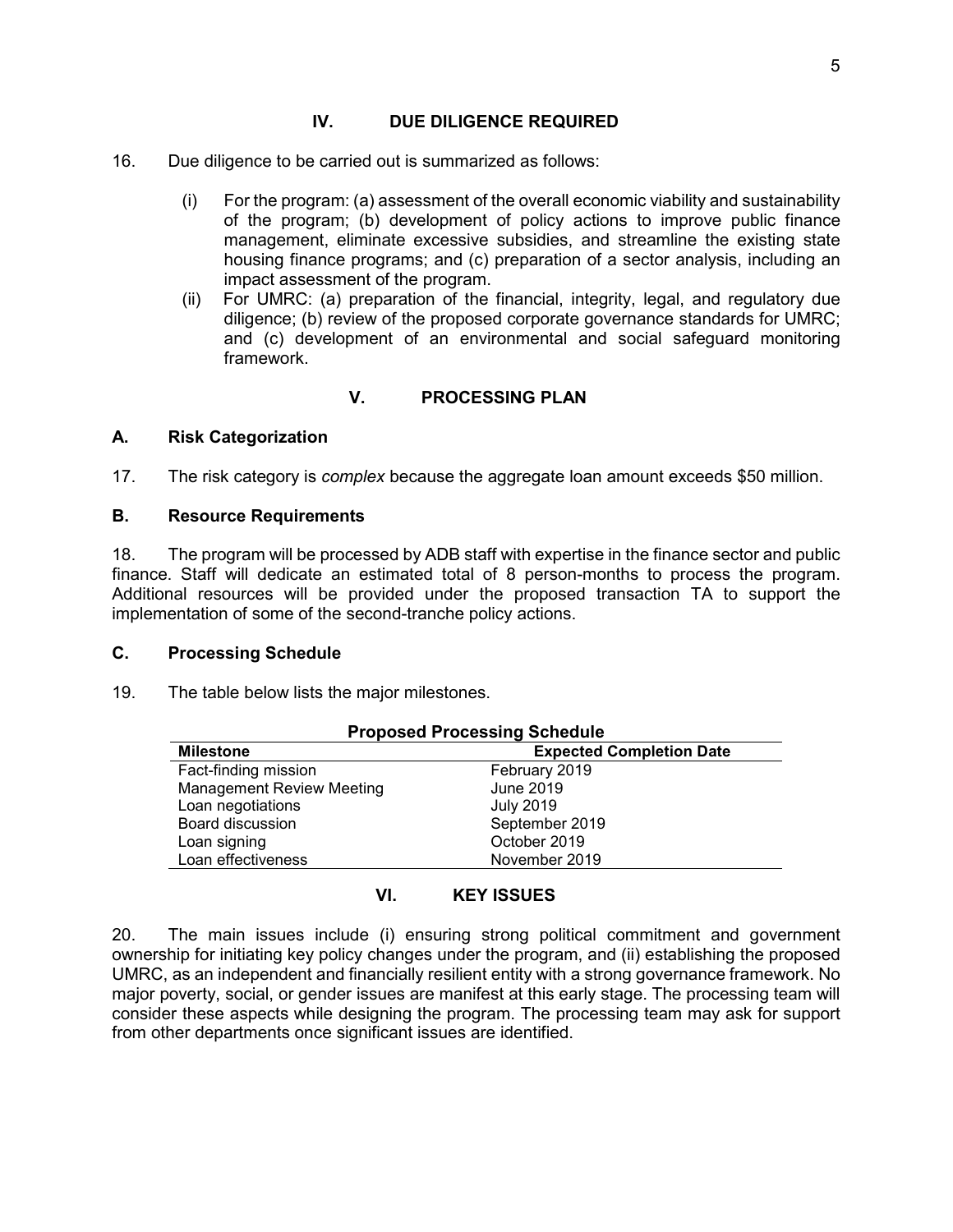## IV. DUE DILIGENCE REQUIRED

16. Due diligence to be carried out is summarized as follows:

(i) For the program: (a) assessment of the overall economic viability and sustainability of the program; (b) development of policy actions to improve public finance management, eliminate excessive subsidies, and streamline the existing state housing finance programs; and (c) preparation of a sector analysis, including an impact assessment of the program.

(ii) For UMRC: (a) preparation of the financial, integrity, legal, and regulatory due diligence; (b) review of the proposed corporate governance standards for UMRC; and (c) development of an environmental and social safeguard monitoring framework.

## V. PROCESSING PLAN

### A. Risk Categorization

17. The risk category is *complex* because the aggregate loan amount exceeds \$50 million.

### B. Resource Requirements

18. The program will be processed by ADB staff with expertise in the finance sector and public finance. Staff will dedicate an estimated total of 8 person-months to process the program. Additional resources will be provided under the proposed transaction TA to support the implementation of some of the second-tranche policy actions.

### C. Processing Schedule

19. The table below lists the major milestones.

**Proposed Processing Schedule**

| Milestone | Expected Completion Date |
|---|---|
| Fact-finding mission | February 2019 |
| Management Review Meeting | June 2019 |
| Loan negotiations | July 2019 |
| Board discussion | September 2019 |
| Loan signing | October 2019 |
| Loan effectiveness | November 2019 |

## VI. KEY ISSUES

20. The main issues include (i) ensuring strong political commitment and government ownership for initiating key policy changes under the program, and (ii) establishing the proposed UMRC, as an independent and financially resilient entity with a strong governance framework. No major poverty, social, or gender issues are manifest at this early stage. The processing team will consider these aspects while designing the program. The processing team may ask for support from other departments once significant issues are identified.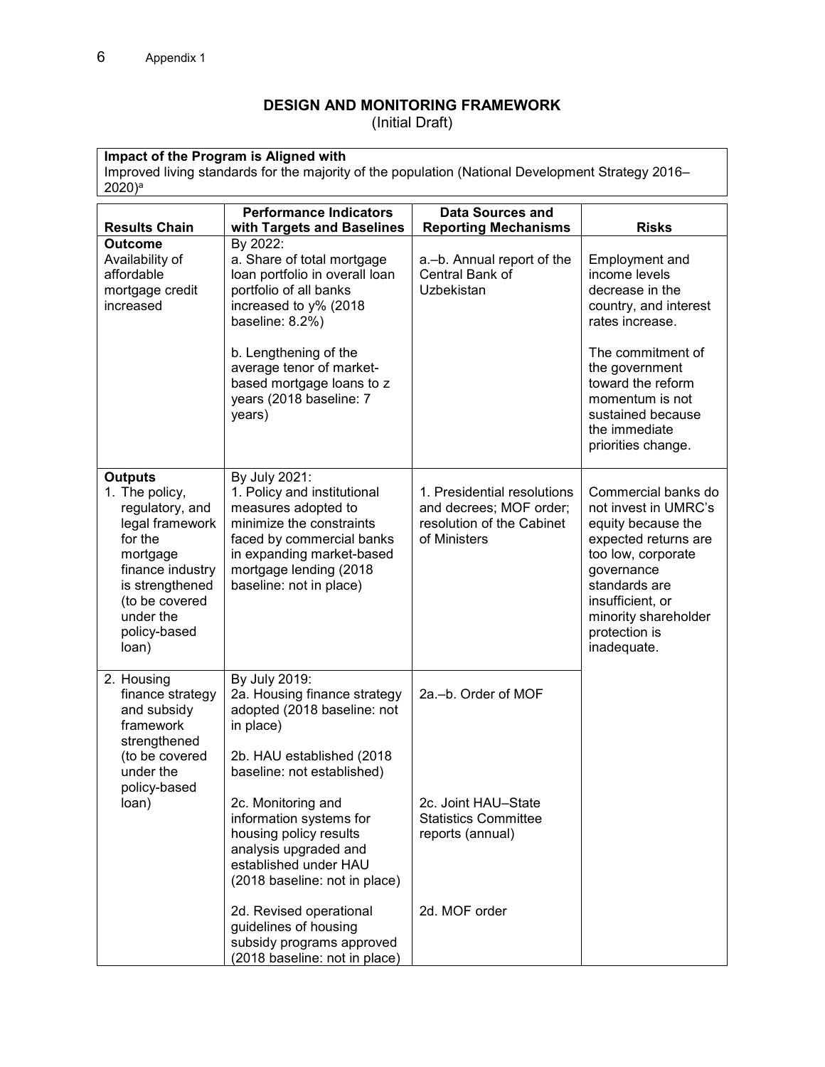Appendix 1

## DESIGN AND MONITORING FRAMEWORK

(Initial Draft)

| **Impact of the Program is Aligned with** |
|---|
| Improved living standards for the majority of the population (National Development Strategy 2016–2020)[a] |

| Results Chain | Performance Indicators with Targets and Baselines | Data Sources and Reporting Mechanisms | Risks |
|---|---|---|---|
| **Outcome**<br>Availability of affordable mortgage credit increased | By 2022:<br>a. Share of total mortgage loan portfolio in overall loan portfolio of all banks increased to y% (2018 baseline: 8.2%)<br><br>b. Lengthening of the average tenor of market-based mortgage loans to z years (2018 baseline: 7 years) | a.–b. Annual report of the Central Bank of Uzbekistan | Employment and income levels decrease in the country, and interest rates increase.<br><br>The commitment of the government toward the reform momentum is not sustained because the immediate priorities change. |
| **Outputs**<br>1. The policy, regulatory, and legal framework for the mortgage finance industry is strengthened (to be covered under the policy-based loan) | By July 2021:<br>1. Policy and institutional measures adopted to minimize the constraints faced by commercial banks in expanding market-based mortgage lending (2018 baseline: not in place) | 1. Presidential resolutions and decrees; MOF order; resolution of the Cabinet of Ministers | Commercial banks do not invest in UMRC's equity because the expected returns are too low, corporate governance standards are insufficient, or minority shareholder protection is inadequate. |
| 2. Housing finance strategy and subsidy framework strengthened (to be covered under the policy-based loan) | By July 2019:<br>2a. Housing finance strategy adopted (2018 baseline: not in place)<br><br>2b. HAU established (2018 baseline: not established)<br><br>2c. Monitoring and information systems for housing policy results analysis upgraded and established under HAU (2018 baseline: not in place)<br><br>2d. Revised operational guidelines of housing subsidy programs approved (2018 baseline: not in place) | 2a.–b. Order of MOF<br><br>2c. Joint HAU–State Statistics Committee reports (annual)<br><br>2d. MOF order | |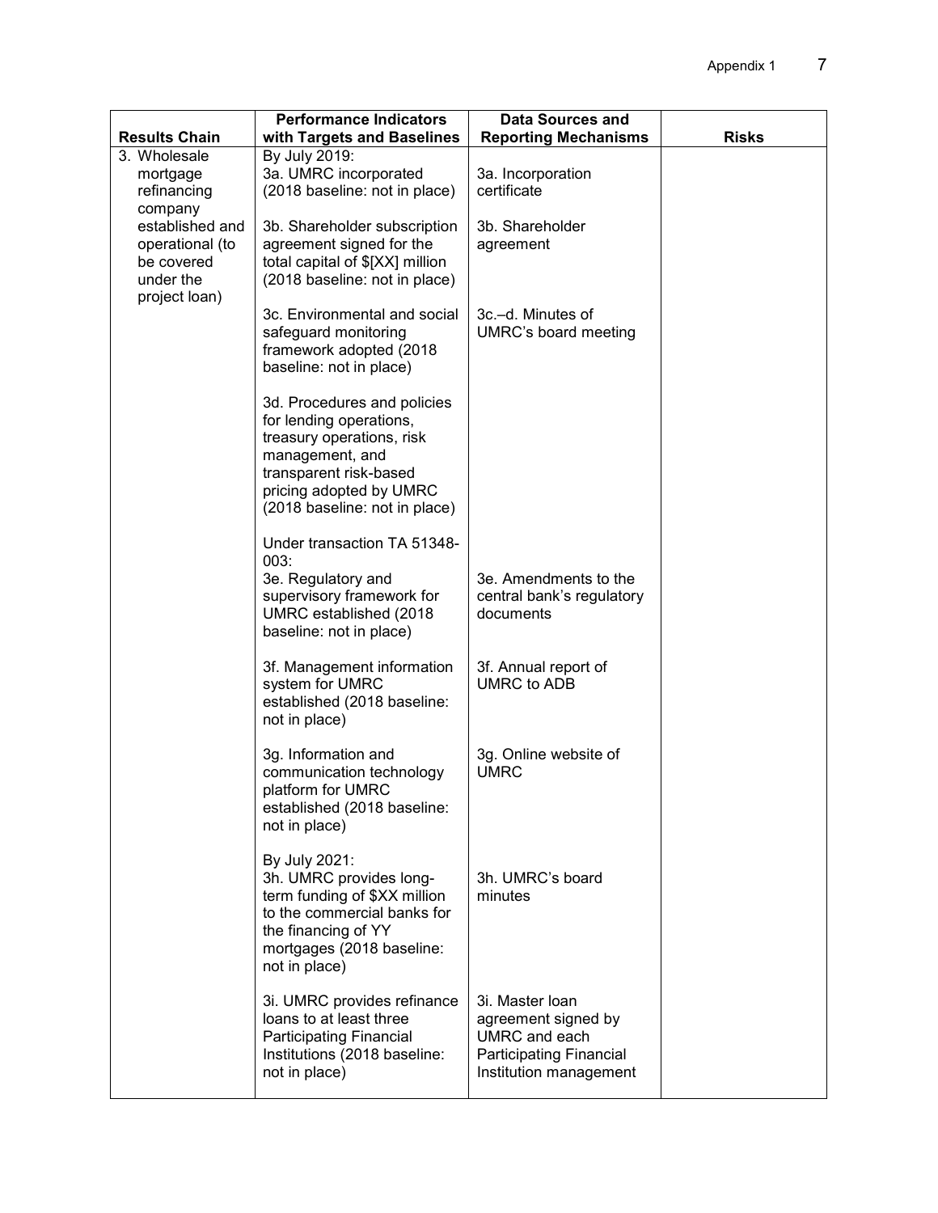| Results Chain | Performance Indicators with Targets and Baselines | Data Sources and Reporting Mechanisms | Risks |
|---|---|---|---|
| 3. Wholesale mortgage refinancing company established and operational (to be covered under the project loan) | By July 2019:<br>3a. UMRC incorporated (2018 baseline: not in place) | 3a. Incorporation certificate | |
| | 3b. Shareholder subscription agreement signed for the total capital of $[XX] million (2018 baseline: not in place) | 3b. Shareholder agreement | |
| | 3c. Environmental and social safeguard monitoring framework adopted (2018 baseline: not in place) | 3c.–d. Minutes of UMRC's board meeting | |
| | 3d. Procedures and policies for lending operations, treasury operations, risk management, and transparent risk-based pricing adopted by UMRC (2018 baseline: not in place) | | |
| | Under transaction TA 51348-003:<br>3e. Regulatory and supervisory framework for UMRC established (2018 baseline: not in place) | 3e. Amendments to the central bank's regulatory documents | |
| | 3f. Management information system for UMRC established (2018 baseline: not in place) | 3f. Annual report of UMRC to ADB | |
| | 3g. Information and communication technology platform for UMRC established (2018 baseline: not in place) | 3g. Online website of UMRC | |
| | By July 2021:<br>3h. UMRC provides long-term funding of $XX million to the commercial banks for the financing of YY mortgages (2018 baseline: not in place) | 3h. UMRC's board minutes | |
| | 3i. UMRC provides refinance loans to at least three Participating Financial Institutions (2018 baseline: not in place) | 3i. Master loan agreement signed by UMRC and each Participating Financial Institution management | |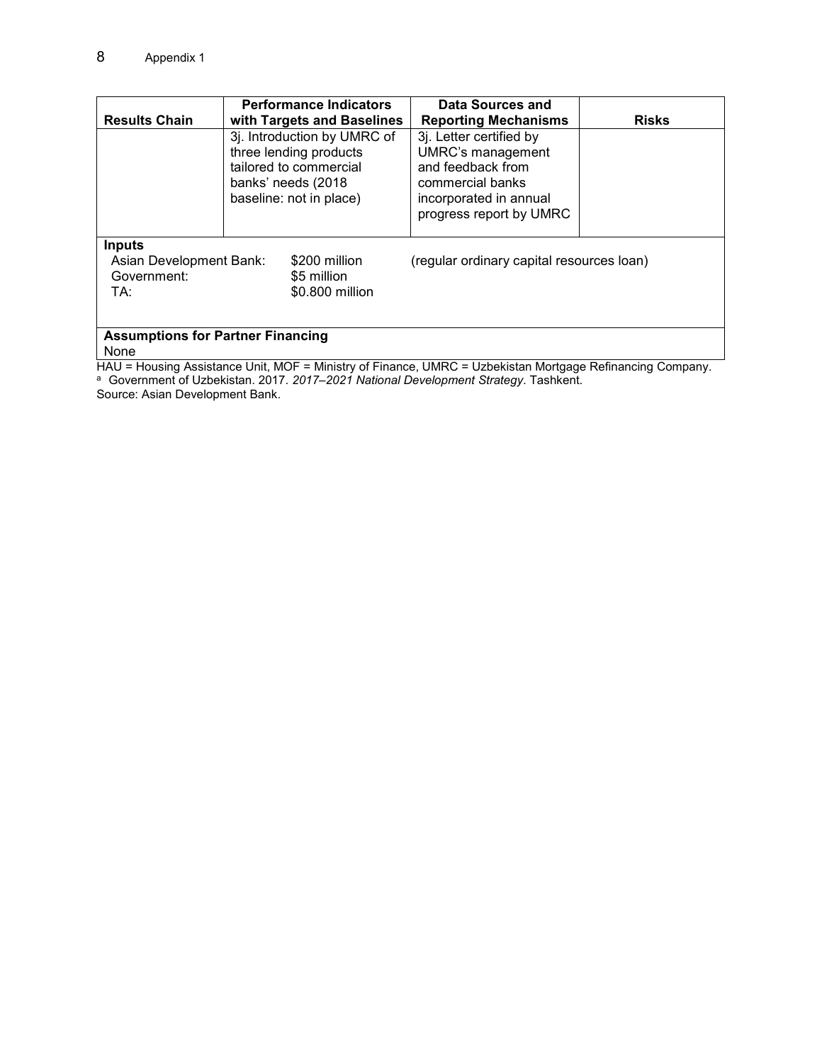| Results Chain | Performance Indicators with Targets and Baselines | Data Sources and Reporting Mechanisms | Risks |
|---|---|---|---|
| | 3j. Introduction by UMRC of three lending products tailored to commercial banks' needs (2018 baseline: not in place) | 3j. Letter certified by UMRC's management and feedback from commercial banks incorporated in annual progress report by UMRC | |

**Inputs**

Asian Development Bank: $200 million (regular ordinary capital resources loan)
Government: $5 million
TA: $0.800 million

**Assumptions for Partner Financing**

None

HAU = Housing Assistance Unit, MOF = Ministry of Finance, UMRC = Uzbekistan Mortgage Refinancing Company.

[a] Government of Uzbekistan. 2017. *2017–2021 National Development Strategy*. Tashkent.

Source: Asian Development Bank.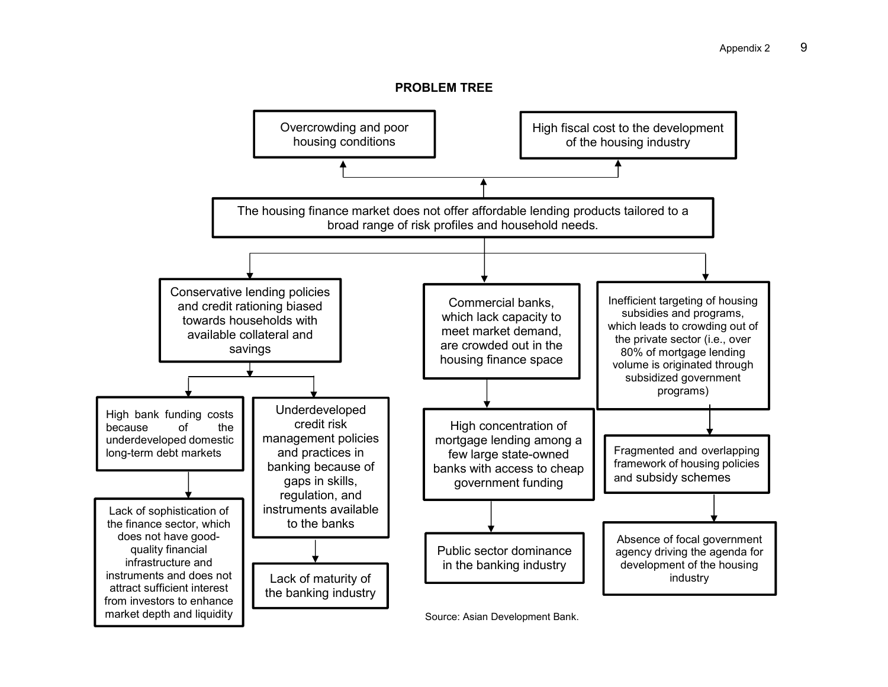## PROBLEM TREE

**Effects:**

- Overcrowding and poor housing conditions
- High fiscal cost to the development of the housing industry

**Core problem:**

The housing finance market does not offer affordable lending products tailored to a broad range of risk profiles and household needs.

**Causes:**

- Conservative lending policies and credit rationing biased towards households with available collateral and savings
  - High bank funding costs because of the underdeveloped domestic long-term debt markets
    - Lack of sophistication of the finance sector, which does not have good-quality financial infrastructure and instruments and does not attract sufficient interest from investors to enhance market depth and liquidity
  - Underdeveloped credit risk management policies and practices in banking because of gaps in skills, regulation, and instruments available to the banks
    - Lack of maturity of the banking industry
- Commercial banks, which lack capacity to meet market demand, are crowded out in the housing finance space
  - High concentration of mortgage lending among a few large state-owned banks with access to cheap government funding
    - Public sector dominance in the banking industry
- Inefficient targeting of housing subsidies and programs, which leads to crowding out of the private sector (i.e., over 80% of mortgage lending volume is originated through subsidized government programs)
  - Fragmented and overlapping framework of housing policies and subsidy schemes
    - Absence of focal government agency driving the agenda for development of the housing industry

Source: Asian Development Bank.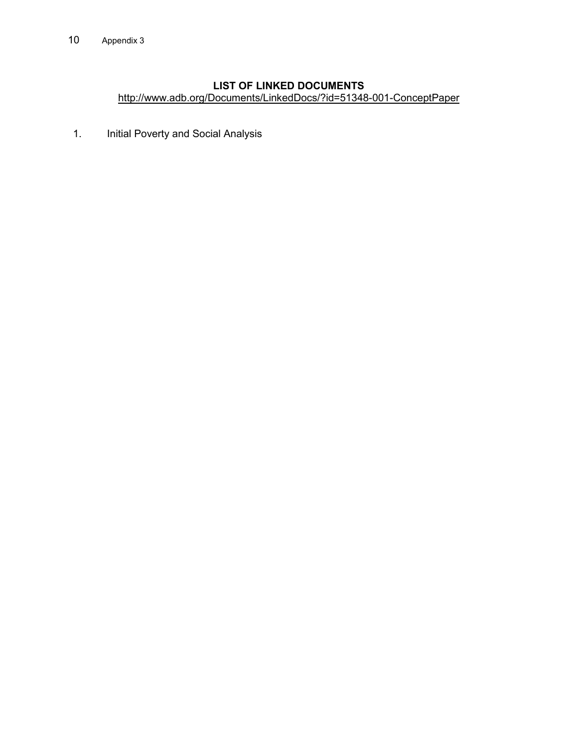**LIST OF LINKED DOCUMENTS**

http://www.adb.org/Documents/LinkedDocs/?id=51348-001-ConceptPaper

1. Initial Poverty and Social Analysis